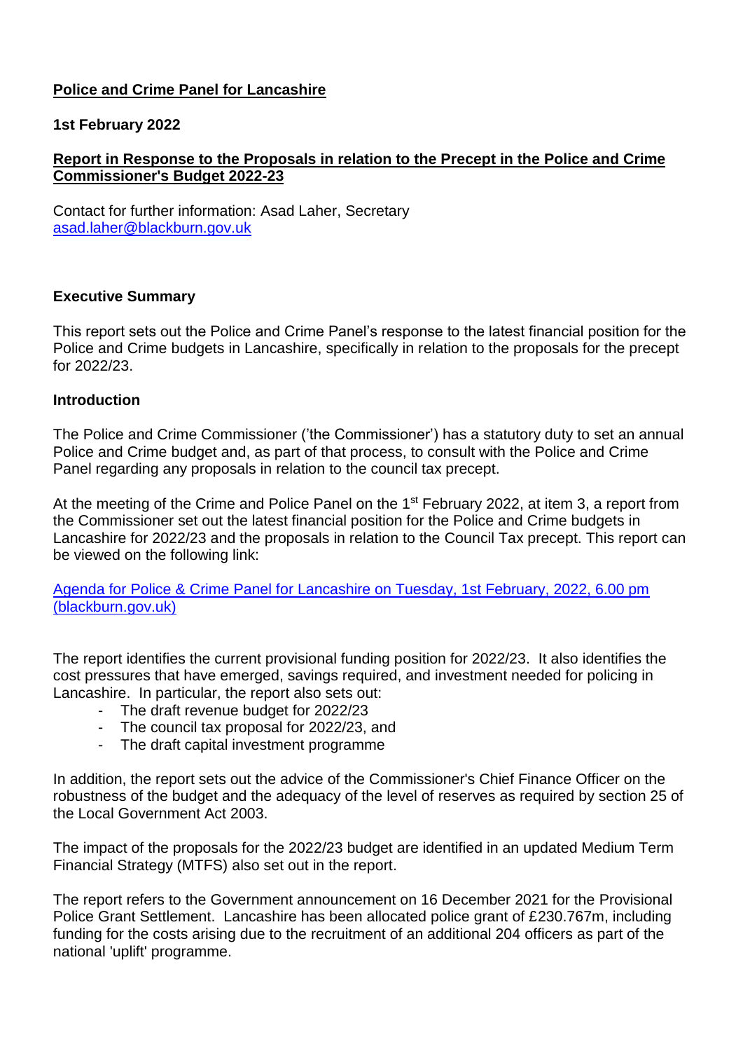**Police and Crime Panel for Lancashire**

**1st February 2022**

**Report in Response to the Proposals in relation to the Precept in the Police and Crime Commissioner's Budget 2022-23**

Contact for further information: Asad Laher, Secretary
[asad.laher@blackburn.gov.uk](mailto:asad.laher@blackburn.gov.uk)

**Executive Summary**

This report sets out the Police and Crime Panel's response to the latest financial position for the Police and Crime budgets in Lancashire, specifically in relation to the proposals for the precept for 2022/23.

**Introduction**

The Police and Crime Commissioner ('the Commissioner') has a statutory duty to set an annual Police and Crime budget and, as part of that process, to consult with the Police and Crime Panel regarding any proposals in relation to the council tax precept.

At the meeting of the Crime and Police Panel on the 1st February 2022, at item 3, a report from the Commissioner set out the latest financial position for the Police and Crime budgets in Lancashire for 2022/23 and the proposals in relation to the Council Tax precept. This report can be viewed on the following link:

[Agenda for Police & Crime Panel for Lancashire on Tuesday, 1st February, 2022, 6.00 pm (blackburn.gov.uk)]()

The report identifies the current provisional funding position for 2022/23. It also identifies the cost pressures that have emerged, savings required, and investment needed for policing in Lancashire. In particular, the report also sets out:

- The draft revenue budget for 2022/23
- The council tax proposal for 2022/23, and
- The draft capital investment programme

In addition, the report sets out the advice of the Commissioner's Chief Finance Officer on the robustness of the budget and the adequacy of the level of reserves as required by section 25 of the Local Government Act 2003.

The impact of the proposals for the 2022/23 budget are identified in an updated Medium Term Financial Strategy (MTFS) also set out in the report.

The report refers to the Government announcement on 16 December 2021 for the Provisional Police Grant Settlement. Lancashire has been allocated police grant of £230.767m, including funding for the costs arising due to the recruitment of an additional 204 officers as part of the national 'uplift' programme.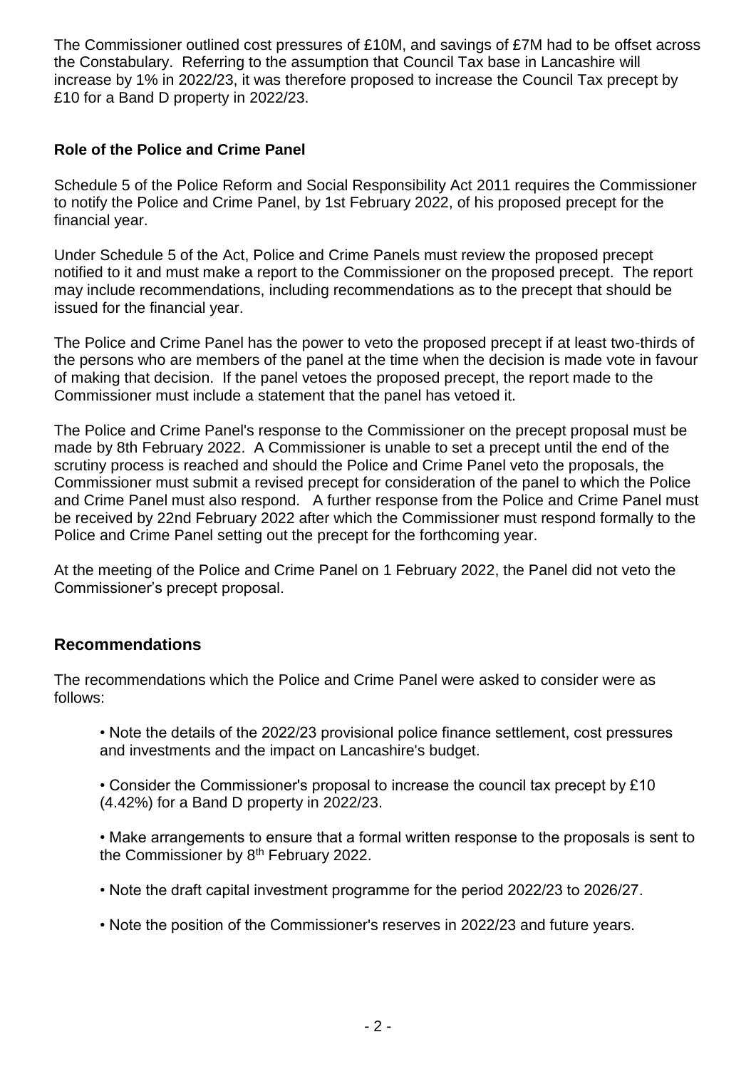The Commissioner outlined cost pressures of £10M, and savings of £7M had to be offset across the Constabulary. Referring to the assumption that Council Tax base in Lancashire will increase by 1% in 2022/23, it was therefore proposed to increase the Council Tax precept by £10 for a Band D property in 2022/23.

**Role of the Police and Crime Panel**

Schedule 5 of the Police Reform and Social Responsibility Act 2011 requires the Commissioner to notify the Police and Crime Panel, by 1st February 2022, of his proposed precept for the financial year.

Under Schedule 5 of the Act, Police and Crime Panels must review the proposed precept notified to it and must make a report to the Commissioner on the proposed precept. The report may include recommendations, including recommendations as to the precept that should be issued for the financial year.

The Police and Crime Panel has the power to veto the proposed precept if at least two-thirds of the persons who are members of the panel at the time when the decision is made vote in favour of making that decision. If the panel vetoes the proposed precept, the report made to the Commissioner must include a statement that the panel has vetoed it.

The Police and Crime Panel's response to the Commissioner on the precept proposal must be made by 8th February 2022. A Commissioner is unable to set a precept until the end of the scrutiny process is reached and should the Police and Crime Panel veto the proposals, the Commissioner must submit a revised precept for consideration of the panel to which the Police and Crime Panel must also respond. A further response from the Police and Crime Panel must be received by 22nd February 2022 after which the Commissioner must respond formally to the Police and Crime Panel setting out the precept for the forthcoming year.

At the meeting of the Police and Crime Panel on 1 February 2022, the Panel did not veto the Commissioner's precept proposal.

## Recommendations

The recommendations which the Police and Crime Panel were asked to consider were as follows:

- Note the details of the 2022/23 provisional police finance settlement, cost pressures and investments and the impact on Lancashire's budget.
- Consider the Commissioner's proposal to increase the council tax precept by £10 (4.42%) for a Band D property in 2022/23.
- Make arrangements to ensure that a formal written response to the proposals is sent to the Commissioner by 8th February 2022.
- Note the draft capital investment programme for the period 2022/23 to 2026/27.
- Note the position of the Commissioner's reserves in 2022/23 and future years.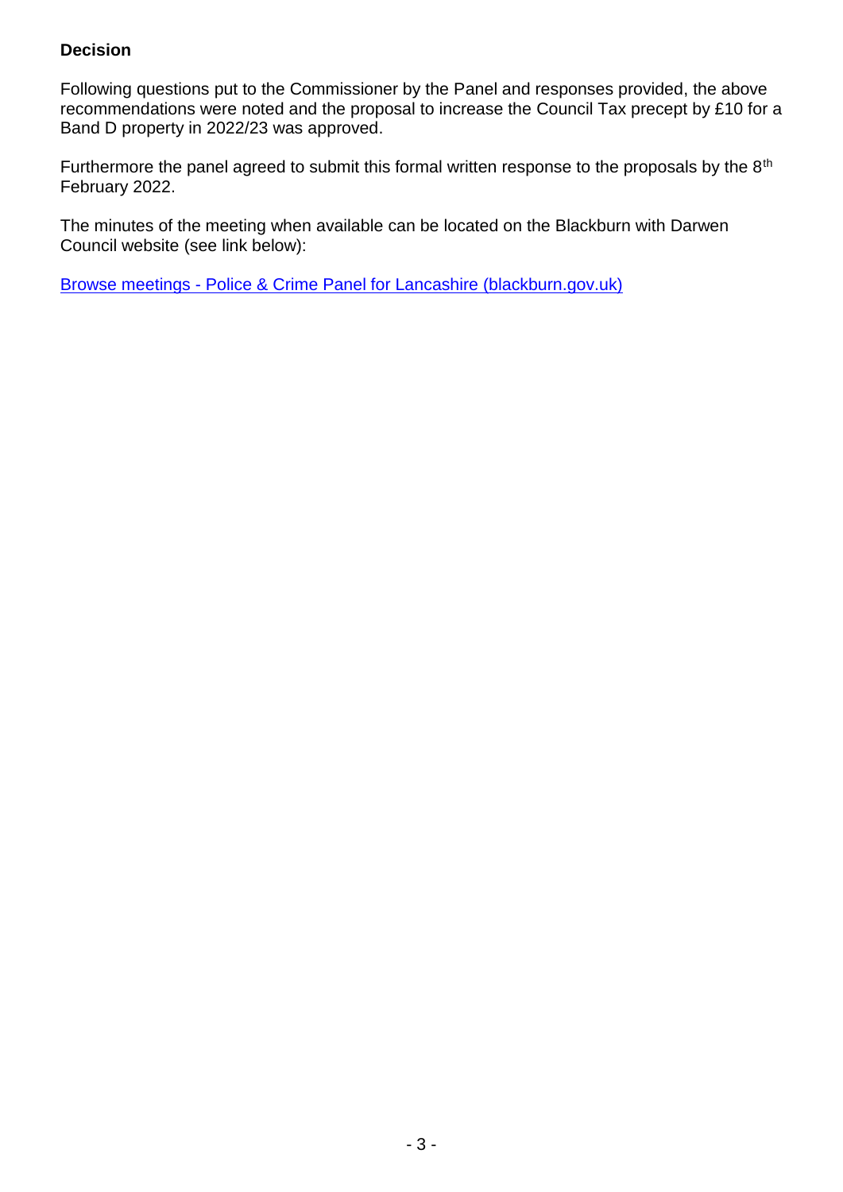**Decision**

Following questions put to the Commissioner by the Panel and responses provided, the above recommendations were noted and the proposal to increase the Council Tax precept by £10 for a Band D property in 2022/23 was approved.

Furthermore the panel agreed to submit this formal written response to the proposals by the 8th February 2022.

The minutes of the meeting when available can be located on the Blackburn with Darwen Council website (see link below):

Browse meetings - Police & Crime Panel for Lancashire (blackburn.gov.uk)